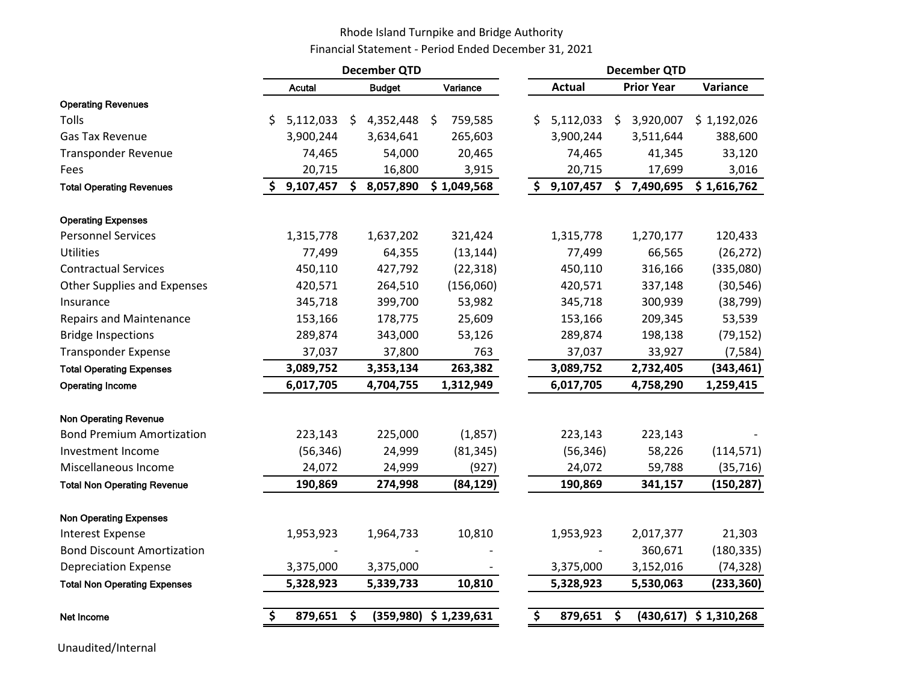Rhode Island Turnpike and Bridge Authority

Financial Statement - Period Ended December 31, 2021

| | December QTD | | | December QTD | | |
|---|---|---|---|---|---|---|
| | Acutal | Budget | Variance | Actual | Prior Year | Variance |
| **Operating Revenues** | | | | | | |
| Tolls | $ 5,112,033 | $ 4,352,448 | $ 759,585 | $ 5,112,033 | $ 3,920,007 | $ 1,192,026 |
| Gas Tax Revenue | 3,900,244 | 3,634,641 | 265,603 | 3,900,244 | 3,511,644 | 388,600 |
| Transponder Revenue | 74,465 | 54,000 | 20,465 | 74,465 | 41,345 | 33,120 |
| Fees | 20,715 | 16,800 | 3,915 | 20,715 | 17,699 | 3,016 |
| **Total Operating Revenues** | **$ 9,107,457** | **$ 8,057,890** | **$ 1,049,568** | **$ 9,107,457** | **$ 7,490,695** | **$ 1,616,762** |
| **Operating Expenses** | | | | | | |
| Personnel Services | 1,315,778 | 1,637,202 | 321,424 | 1,315,778 | 1,270,177 | 120,433 |
| Utilities | 77,499 | 64,355 | (13,144) | 77,499 | 66,565 | (26,272) |
| Contractual Services | 450,110 | 427,792 | (22,318) | 450,110 | 316,166 | (335,080) |
| Other Supplies and Expenses | 420,571 | 264,510 | (156,060) | 420,571 | 337,148 | (30,546) |
| Insurance | 345,718 | 399,700 | 53,982 | 345,718 | 300,939 | (38,799) |
| Repairs and Maintenance | 153,166 | 178,775 | 25,609 | 153,166 | 209,345 | 53,539 |
| Bridge Inspections | 289,874 | 343,000 | 53,126 | 289,874 | 198,138 | (79,152) |
| Transponder Expense | 37,037 | 37,800 | 763 | 37,037 | 33,927 | (7,584) |
| **Total Operating Expenses** | **3,089,752** | **3,353,134** | **263,382** | **3,089,752** | **2,732,405** | **(343,461)** |
| **Operating Income** | **6,017,705** | **4,704,755** | **1,312,949** | **6,017,705** | **4,758,290** | **1,259,415** |
| **Non Operating Revenue** | | | | | | |
| Bond Premium Amortization | 223,143 | 225,000 | (1,857) | 223,143 | 223,143 | - |
| Investment Income | (56,346) | 24,999 | (81,345) | (56,346) | 58,226 | (114,571) |
| Miscellaneous Income | 24,072 | 24,999 | (927) | 24,072 | 59,788 | (35,716) |
| **Total Non Operating Revenue** | **190,869** | **274,998** | **(84,129)** | **190,869** | **341,157** | **(150,287)** |
| **Non Operating Expenses** | | | | | | |
| Interest Expense | 1,953,923 | 1,964,733 | 10,810 | 1,953,923 | 2,017,377 | 21,303 |
| Bond Discount Amortization | - | - | - | - | 360,671 | (180,335) |
| Depreciation Expense | 3,375,000 | 3,375,000 | - | 3,375,000 | 3,152,016 | (74,328) |
| **Total Non Operating Expenses** | **5,328,923** | **5,339,733** | **10,810** | **5,328,923** | **5,530,063** | **(233,360)** |
| **Net Income** | **$ 879,651** | **$ (359,980)** | **$ 1,239,631** | **$ 879,651** | **$ (430,617)** | **$ 1,310,268** |

Unaudited/Internal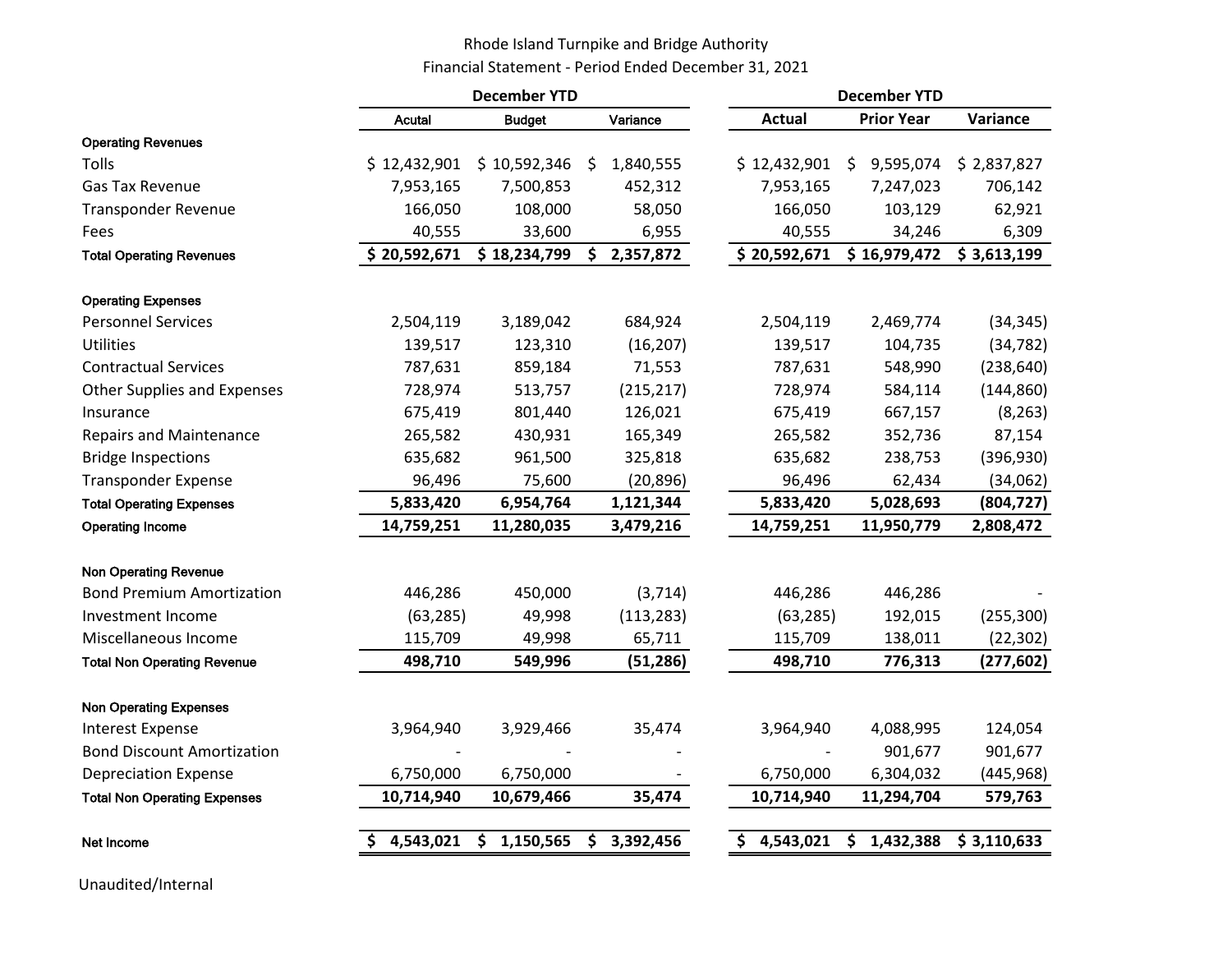Rhode Island Turnpike and Bridge Authority

Financial Statement - Period Ended December 31, 2021

| | December YTD | | | December YTD | | |
|---|---|---|---|---|---|---|
| | Acutal | Budget | Variance | Actual | Prior Year | Variance |
| **Operating Revenues** | | | | | | |
| Tolls | $ 12,432,901 | $ 10,592,346 | $ 1,840,555 | $ 12,432,901 | $ 9,595,074 | $ 2,837,827 |
| Gas Tax Revenue | 7,953,165 | 7,500,853 | 452,312 | 7,953,165 | 7,247,023 | 706,142 |
| Transponder Revenue | 166,050 | 108,000 | 58,050 | 166,050 | 103,129 | 62,921 |
| Fees | 40,555 | 33,600 | 6,955 | 40,555 | 34,246 | 6,309 |
| **Total Operating Revenues** | **$ 20,592,671** | **$ 18,234,799** | **$ 2,357,872** | **$ 20,592,671** | **$ 16,979,472** | **$ 3,613,199** |
| **Operating Expenses** | | | | | | |
| Personnel Services | 2,504,119 | 3,189,042 | 684,924 | 2,504,119 | 2,469,774 | (34,345) |
| Utilities | 139,517 | 123,310 | (16,207) | 139,517 | 104,735 | (34,782) |
| Contractual Services | 787,631 | 859,184 | 71,553 | 787,631 | 548,990 | (238,640) |
| Other Supplies and Expenses | 728,974 | 513,757 | (215,217) | 728,974 | 584,114 | (144,860) |
| Insurance | 675,419 | 801,440 | 126,021 | 675,419 | 667,157 | (8,263) |
| Repairs and Maintenance | 265,582 | 430,931 | 165,349 | 265,582 | 352,736 | 87,154 |
| Bridge Inspections | 635,682 | 961,500 | 325,818 | 635,682 | 238,753 | (396,930) |
| Transponder Expense | 96,496 | 75,600 | (20,896) | 96,496 | 62,434 | (34,062) |
| **Total Operating Expenses** | **5,833,420** | **6,954,764** | **1,121,344** | **5,833,420** | **5,028,693** | **(804,727)** |
| **Operating Income** | **14,759,251** | **11,280,035** | **3,479,216** | **14,759,251** | **11,950,779** | **2,808,472** |
| **Non Operating Revenue** | | | | | | |
| Bond Premium Amortization | 446,286 | 450,000 | (3,714) | 446,286 | 446,286 | - |
| Investment Income | (63,285) | 49,998 | (113,283) | (63,285) | 192,015 | (255,300) |
| Miscellaneous Income | 115,709 | 49,998 | 65,711 | 115,709 | 138,011 | (22,302) |
| **Total Non Operating Revenue** | **498,710** | **549,996** | **(51,286)** | **498,710** | **776,313** | **(277,602)** |
| **Non Operating Expenses** | | | | | | |
| Interest Expense | 3,964,940 | 3,929,466 | 35,474 | 3,964,940 | 4,088,995 | 124,054 |
| Bond Discount Amortization | - | - | - | - | 901,677 | 901,677 |
| Depreciation Expense | 6,750,000 | 6,750,000 | - | 6,750,000 | 6,304,032 | (445,968) |
| **Total Non Operating Expenses** | **10,714,940** | **10,679,466** | **35,474** | **10,714,940** | **11,294,704** | **579,763** |
| **Net Income** | **$ 4,543,021** | **$ 1,150,565** | **$ 3,392,456** | **$ 4,543,021** | **$ 1,432,388** | **$ 3,110,633** |

Unaudited/Internal